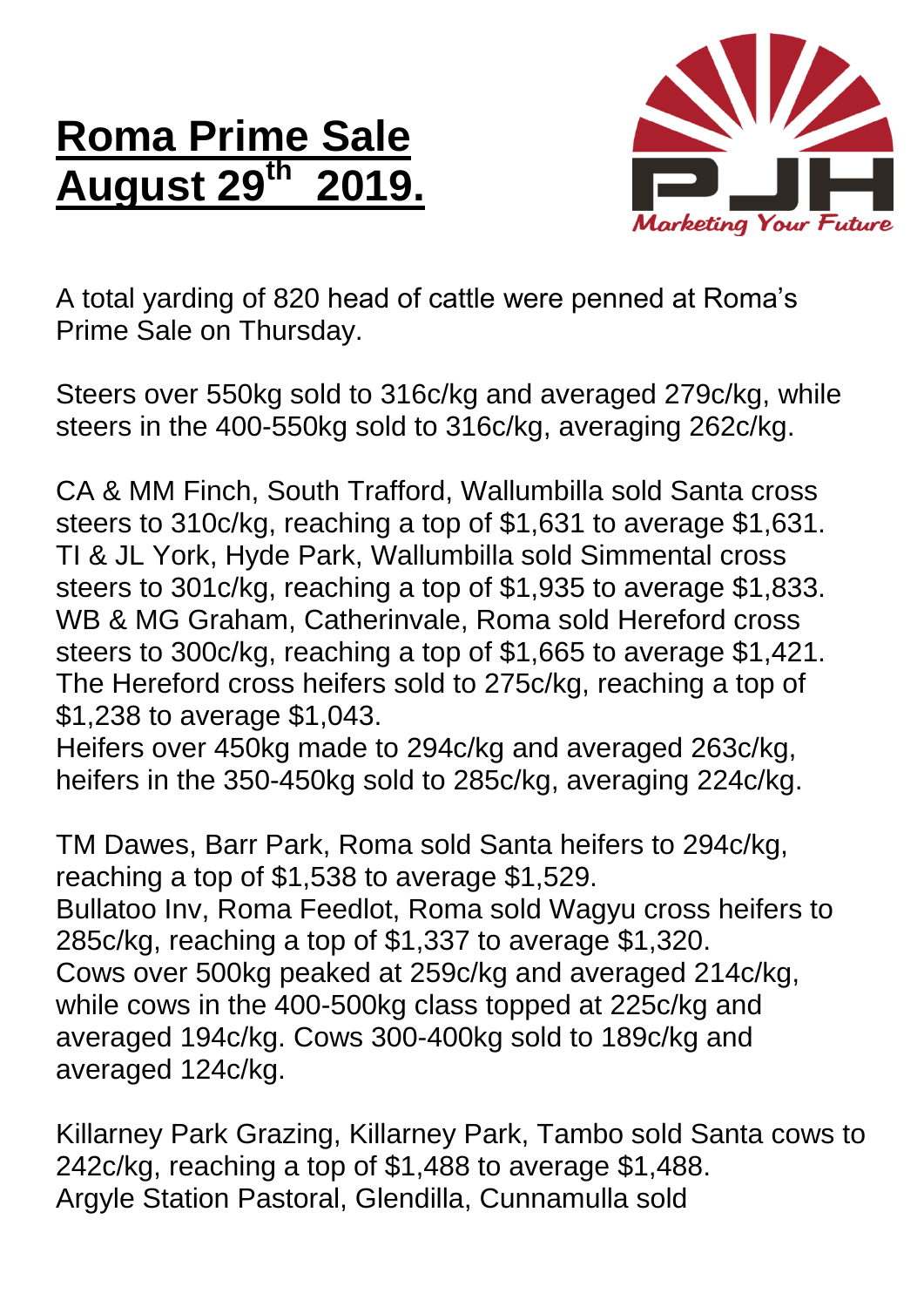# **Roma Prime Sale August 29th 2019.**

Marketing Your Future

A total yarding of 820 head of cattle were penned at Roma's Prime Sale on Thursday.

Steers over 550kg sold to 316c/kg and averaged 279c/kg, while steers in the 400-550kg sold to 316c/kg, averaging 262c/kg.

CA & MM Finch, South Trafford, Wallumbilla sold Santa cross steers to 310c/kg, reaching a top of $1,631 to average $1,631.
TI & JL York, Hyde Park, Wallumbilla sold Simmental cross steers to 301c/kg, reaching a top of $1,935 to average $1,833.
WB & MG Graham, Catherinvale, Roma sold Hereford cross steers to 300c/kg, reaching a top of $1,665 to average $1,421.
The Hereford cross heifers sold to 275c/kg, reaching a top of $1,238 to average $1,043.
Heifers over 450kg made to 294c/kg and averaged 263c/kg, heifers in the 350-450kg sold to 285c/kg, averaging 224c/kg.

TM Dawes, Barr Park, Roma sold Santa heifers to 294c/kg, reaching a top of $1,538 to average $1,529.
Bullatoo Inv, Roma Feedlot, Roma sold Wagyu cross heifers to 285c/kg, reaching a top of $1,337 to average $1,320.
Cows over 500kg peaked at 259c/kg and averaged 214c/kg, while cows in the 400-500kg class topped at 225c/kg and averaged 194c/kg. Cows 300-400kg sold to 189c/kg and averaged 124c/kg.

Killarney Park Grazing, Killarney Park, Tambo sold Santa cows to 242c/kg, reaching a top of $1,488 to average $1,488.
Argyle Station Pastoral, Glendilla, Cunnamulla sold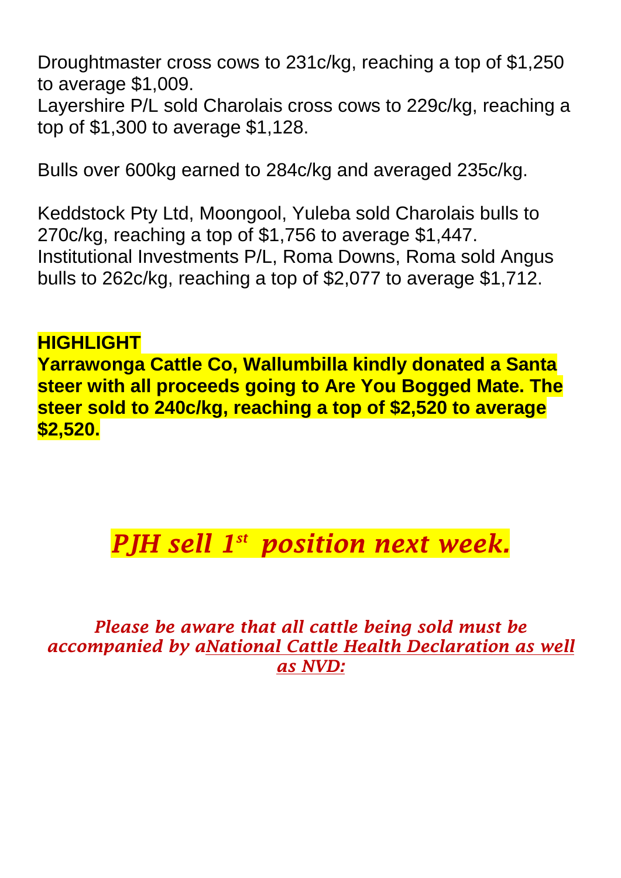Droughtmaster cross cows to 231c/kg, reaching a top of $1,250 to average $1,009.
Layershire P/L sold Charolais cross cows to 229c/kg, reaching a top of $1,300 to average $1,128.

Bulls over 600kg earned to 284c/kg and averaged 235c/kg.

Keddstock Pty Ltd, Moongool, Yuleba sold Charolais bulls to 270c/kg, reaching a top of $1,756 to average $1,447.
Institutional Investments P/L, Roma Downs, Roma sold Angus bulls to 262c/kg, reaching a top of $2,077 to average $1,712.

**HIGHLIGHT**
**Yarrawonga Cattle Co, Wallumbilla kindly donated a Santa steer with all proceeds going to Are You Bogged Mate. The steer sold to 240c/kg, reaching a top of $2,520 to average $2,520.**

***PJH sell 1st position next week.***

*Please be aware that all cattle being sold must be accompanied by a National Cattle Health Declaration as well as NVD:*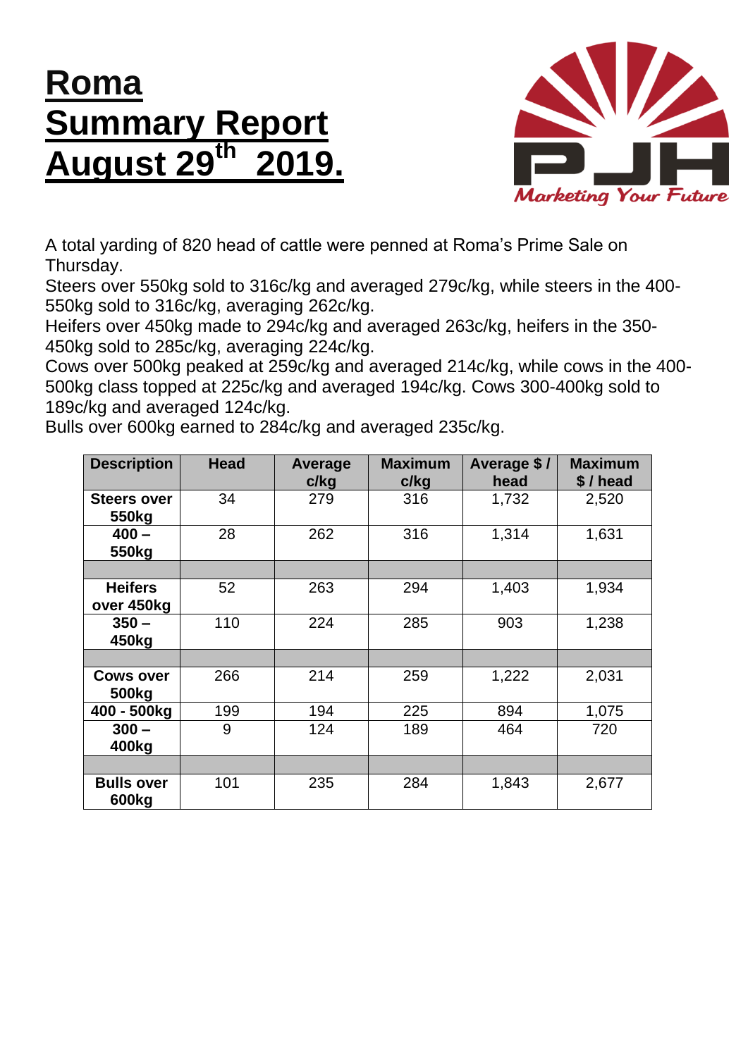# Roma Summary Report August 29th 2019.

A total yarding of 820 head of cattle were penned at Roma's Prime Sale on Thursday.

Steers over 550kg sold to 316c/kg and averaged 279c/kg, while steers in the 400-550kg sold to 316c/kg, averaging 262c/kg.

Heifers over 450kg made to 294c/kg and averaged 263c/kg, heifers in the 350-450kg sold to 285c/kg, averaging 224c/kg.

Cows over 500kg peaked at 259c/kg and averaged 214c/kg, while cows in the 400-500kg class topped at 225c/kg and averaged 194c/kg. Cows 300-400kg sold to 189c/kg and averaged 124c/kg.

Bulls over 600kg earned to 284c/kg and averaged 235c/kg.

| Description | Head | Average c/kg | Maximum c/kg | Average $ / head | Maximum $ / head |
|---|---|---|---|---|---|
| **Steers over 550kg** | 34 | 279 | 316 | 1,732 | 2,520 |
| **400 – 550kg** | 28 | 262 | 316 | 1,314 | 1,631 |
| | | | | | |
| **Heifers over 450kg** | 52 | 263 | 294 | 1,403 | 1,934 |
| **350 – 450kg** | 110 | 224 | 285 | 903 | 1,238 |
| | | | | | |
| **Cows over 500kg** | 266 | 214 | 259 | 1,222 | 2,031 |
| **400 - 500kg** | 199 | 194 | 225 | 894 | 1,075 |
| **300 – 400kg** | 9 | 124 | 189 | 464 | 720 |
| | | | | | |
| **Bulls over 600kg** | 101 | 235 | 284 | 1,843 | 2,677 |